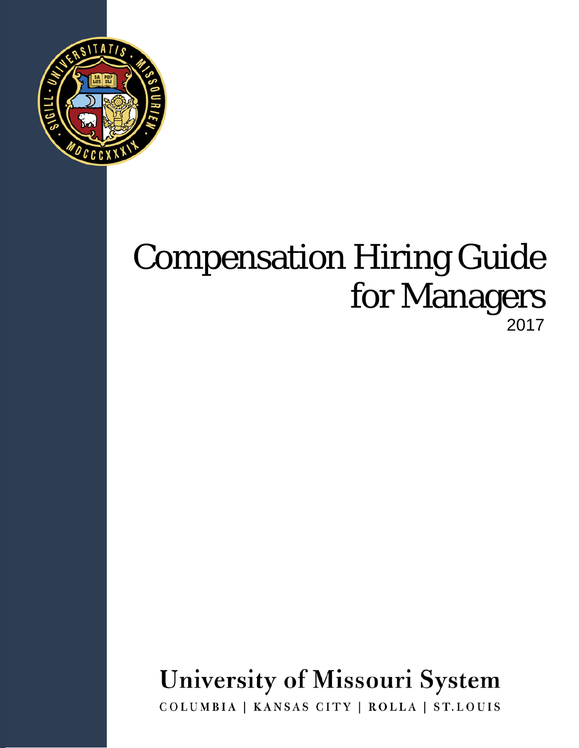# Compensation Hiring Guide for Managers

2017

**University of Missouri System**

COLUMBIA | KANSAS CITY | ROLLA | ST. LOUIS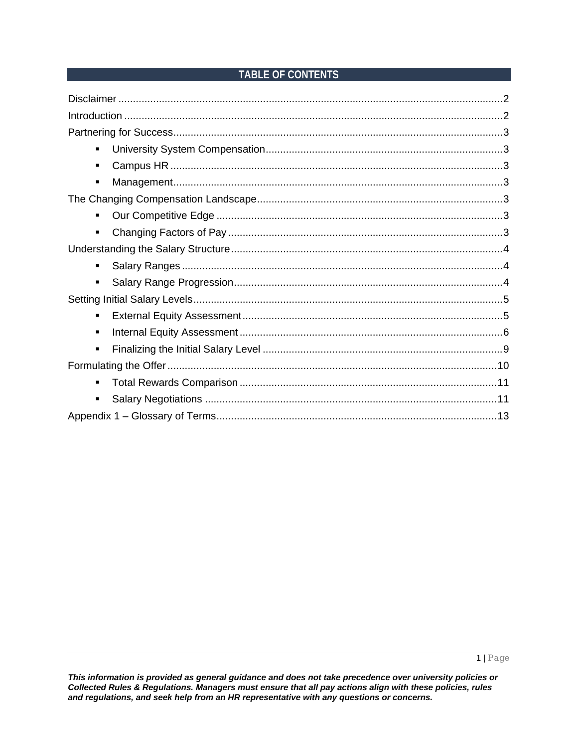## TABLE OF CONTENTS

Disclaimer ..................................................................................................................... 2
Introduction ................................................................................................................... 2
Partnering for Success.................................................................................................. 3
- University System Compensation.................................................................................. 3
- Campus HR ................................................................................................................. 3
- Management.................................................................................................................. 3

The Changing Compensation Landscape...................................................................... 3
- Our Competitive Edge .................................................................................................. 3
- Changing Factors of Pay ............................................................................................... 3

Understanding the Salary Structure.............................................................................. 4
- Salary Ranges .............................................................................................................. 4
- Salary Range Progression............................................................................................. 4

Setting Initial Salary Levels........................................................................................... 5
- External Equity Assessment........................................................................................... 5
- Internal Equity Assessment ........................................................................................... 6
- Finalizing the Initial Salary Level ................................................................................... 9

Formulating the Offer.................................................................................................. 10
- Total Rewards Comparison ......................................................................................... 11
- Salary Negotiations ..................................................................................................... 11

Appendix 1 – Glossary of Terms.................................................................................. 13

***This information is provided as general guidance and does not take precedence over university policies or Collected Rules & Regulations. Managers must ensure that all pay actions align with these policies, rules and regulations, and seek help from an HR representative with any questions or concerns.***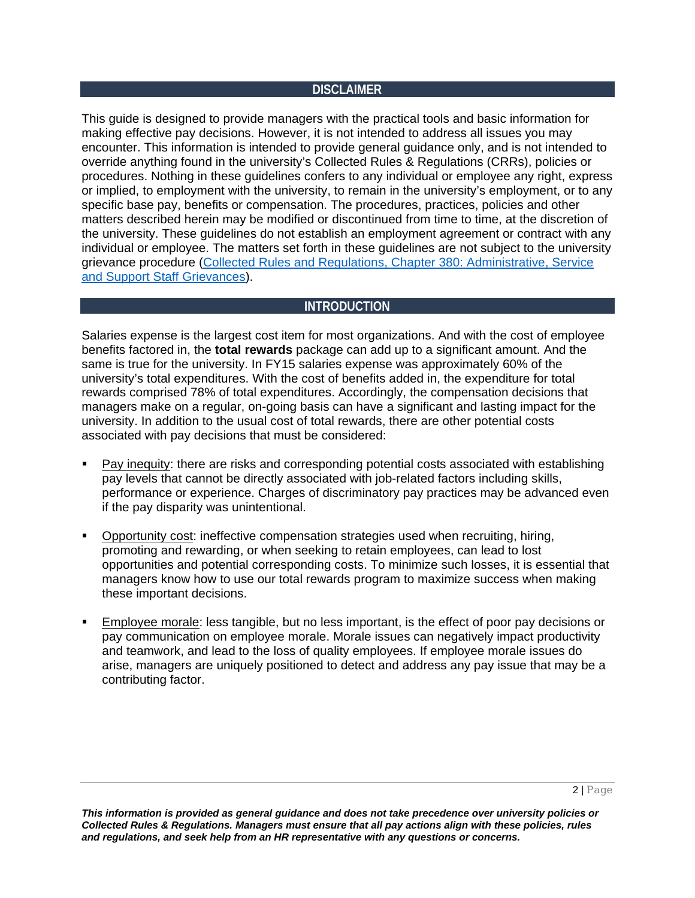## DISCLAIMER

This guide is designed to provide managers with the practical tools and basic information for making effective pay decisions. However, it is not intended to address all issues you may encounter. This information is intended to provide general guidance only, and is not intended to override anything found in the university's Collected Rules & Regulations (CRRs), policies or procedures. Nothing in these guidelines confers to any individual or employee any right, express or implied, to employment with the university, to remain in the university's employment, or to any specific base pay, benefits or compensation. The procedures, practices, policies and other matters described herein may be modified or discontinued from time to time, at the discretion of the university. These guidelines do not establish an employment agreement or contract with any individual or employee. The matters set forth in these guidelines are not subject to the university grievance procedure (Collected Rules and Regulations, Chapter 380: Administrative, Service and Support Staff Grievances).

## INTRODUCTION

Salaries expense is the largest cost item for most organizations. And with the cost of employee benefits factored in, the **total rewards** package can add up to a significant amount. And the same is true for the university. In FY15 salaries expense was approximately 60% of the university's total expenditures. With the cost of benefits added in, the expenditure for total rewards comprised 78% of total expenditures. Accordingly, the compensation decisions that managers make on a regular, on-going basis can have a significant and lasting impact for the university. In addition to the usual cost of total rewards, there are other potential costs associated with pay decisions that must be considered:

- Pay inequity: there are risks and corresponding potential costs associated with establishing pay levels that cannot be directly associated with job-related factors including skills, performance or experience. Charges of discriminatory pay practices may be advanced even if the pay disparity was unintentional.

- Opportunity cost: ineffective compensation strategies used when recruiting, hiring, promoting and rewarding, or when seeking to retain employees, can lead to lost opportunities and potential corresponding costs. To minimize such losses, it is essential that managers know how to use our total rewards program to maximize success when making these important decisions.

- Employee morale: less tangible, but no less important, is the effect of poor pay decisions or pay communication on employee morale. Morale issues can negatively impact productivity and teamwork, and lead to the loss of quality employees. If employee morale issues do arise, managers are uniquely positioned to detect and address any pay issue that may be a contributing factor.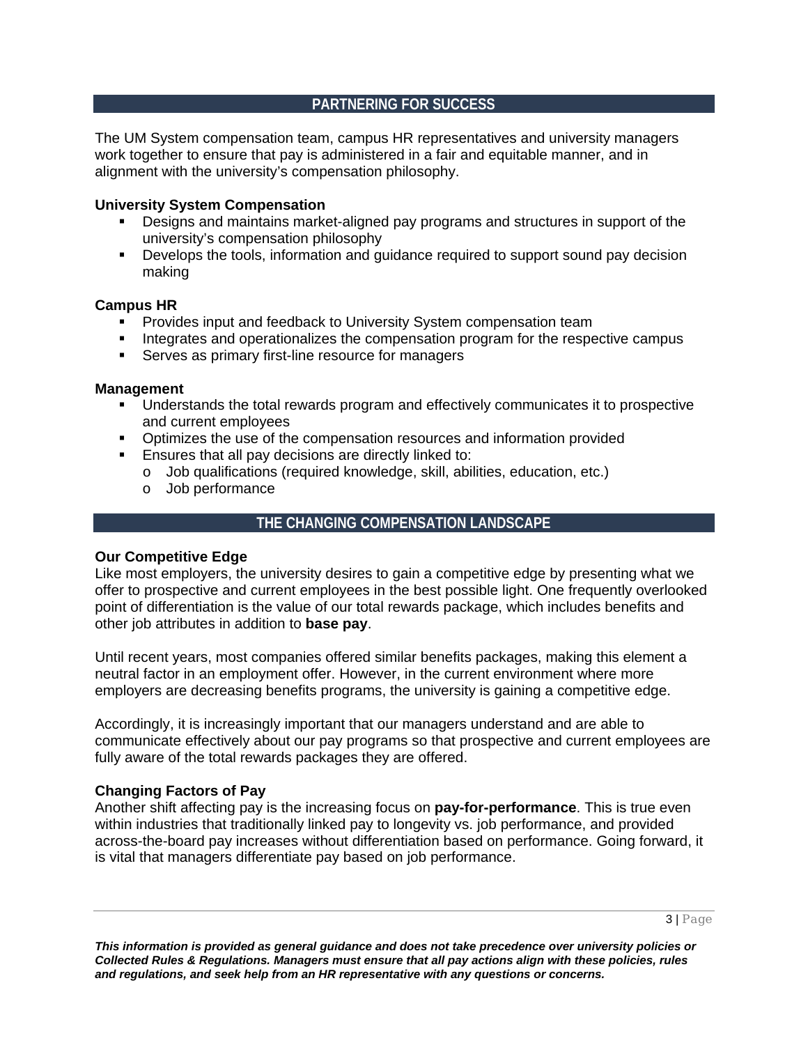## PARTNERING FOR SUCCESS

The UM System compensation team, campus HR representatives and university managers work together to ensure that pay is administered in a fair and equitable manner, and in alignment with the university's compensation philosophy.

**University System Compensation**

- Designs and maintains market-aligned pay programs and structures in support of the university's compensation philosophy
- Develops the tools, information and guidance required to support sound pay decision making

**Campus HR**

- Provides input and feedback to University System compensation team
- Integrates and operationalizes the compensation program for the respective campus
- Serves as primary first-line resource for managers

**Management**

- Understands the total rewards program and effectively communicates it to prospective and current employees
- Optimizes the use of the compensation resources and information provided
- Ensures that all pay decisions are directly linked to:
  - Job qualifications (required knowledge, skill, abilities, education, etc.)
  - Job performance

## THE CHANGING COMPENSATION LANDSCAPE

**Our Competitive Edge**

Like most employers, the university desires to gain a competitive edge by presenting what we offer to prospective and current employees in the best possible light. One frequently overlooked point of differentiation is the value of our total rewards package, which includes benefits and other job attributes in addition to **base pay**.

Until recent years, most companies offered similar benefits packages, making this element a neutral factor in an employment offer. However, in the current environment where more employers are decreasing benefits programs, the university is gaining a competitive edge.

Accordingly, it is increasingly important that our managers understand and are able to communicate effectively about our pay programs so that prospective and current employees are fully aware of the total rewards packages they are offered.

**Changing Factors of Pay**

Another shift affecting pay is the increasing focus on **pay-for-performance**. This is true even within industries that traditionally linked pay to longevity vs. job performance, and provided across-the-board pay increases without differentiation based on performance. Going forward, it is vital that managers differentiate pay based on job performance.

***This information is provided as general guidance and does not take precedence over university policies or Collected Rules & Regulations. Managers must ensure that all pay actions align with these policies, rules and regulations, and seek help from an HR representative with any questions or concerns.***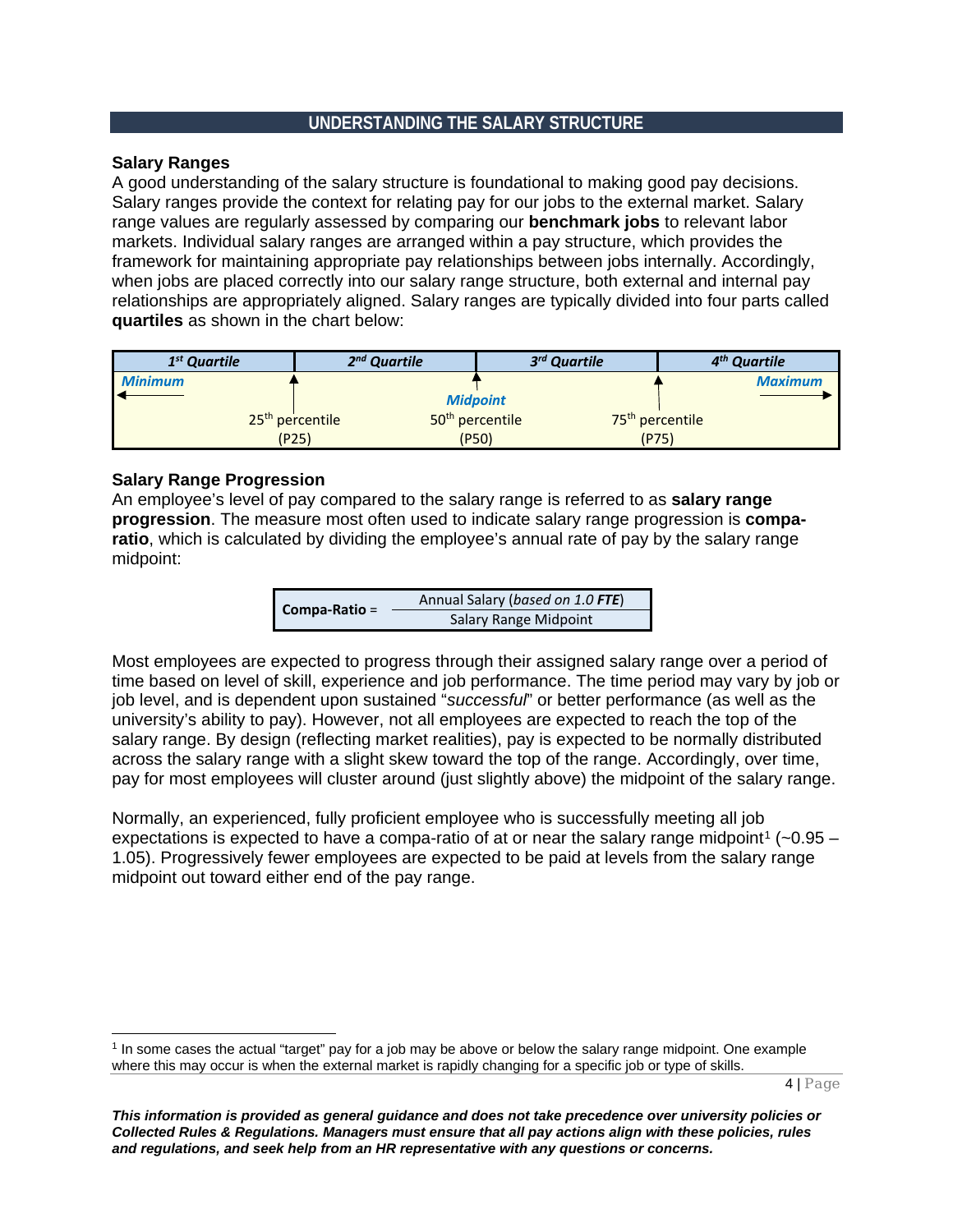## UNDERSTANDING THE SALARY STRUCTURE

### Salary Ranges

A good understanding of the salary structure is foundational to making good pay decisions. Salary ranges provide the context for relating pay for our jobs to the external market. Salary range values are regularly assessed by comparing our **benchmark jobs** to relevant labor markets. Individual salary ranges are arranged within a pay structure, which provides the framework for maintaining appropriate pay relationships between jobs internally. Accordingly, when jobs are placed correctly into our salary range structure, both external and internal pay relationships are appropriately aligned. Salary ranges are typically divided into four parts called **quartiles** as shown in the chart below:

| *1st Quartile* | *2nd Quartile* | *3rd Quartile* | *4th Quartile* |
|---|---|---|---|
| ***Minimum*** ← | 25th percentile (P25) | ***Midpoint*** 50th percentile (P50) | 75th percentile (P75) → ***Maximum*** |

### Salary Range Progression

An employee's level of pay compared to the salary range is referred to as **salary range progression**. The measure most often used to indicate salary range progression is **compa-ratio**, which is calculated by dividing the employee's annual rate of pay by the salary range midpoint:

$$\textbf{Compa-Ratio} = \frac{\text{Annual Salary (based on 1.0 FTE)}}{\text{Salary Range Midpoint}}$$

Most employees are expected to progress through their assigned salary range over a period of time based on level of skill, experience and job performance. The time period may vary by job or job level, and is dependent upon sustained "*successful*" or better performance (as well as the university's ability to pay). However, not all employees are expected to reach the top of the salary range. By design (reflecting market realities), pay is expected to be normally distributed across the salary range with a slight skew toward the top of the range. Accordingly, over time, pay for most employees will cluster around (just slightly above) the midpoint of the salary range.

Normally, an experienced, fully proficient employee who is successfully meeting all job expectations is expected to have a compa-ratio of at or near the salary range midpoint[1] (~0.95 – 1.05). Progressively fewer employees are expected to be paid at levels from the salary range midpoint out toward either end of the pay range.

[1] In some cases the actual "target" pay for a job may be above or below the salary range midpoint. One example where this may occur is when the external market is rapidly changing for a specific job or type of skills.

***This information is provided as general guidance and does not take precedence over university policies or Collected Rules & Regulations. Managers must ensure that all pay actions align with these policies, rules and regulations, and seek help from an HR representative with any questions or concerns.***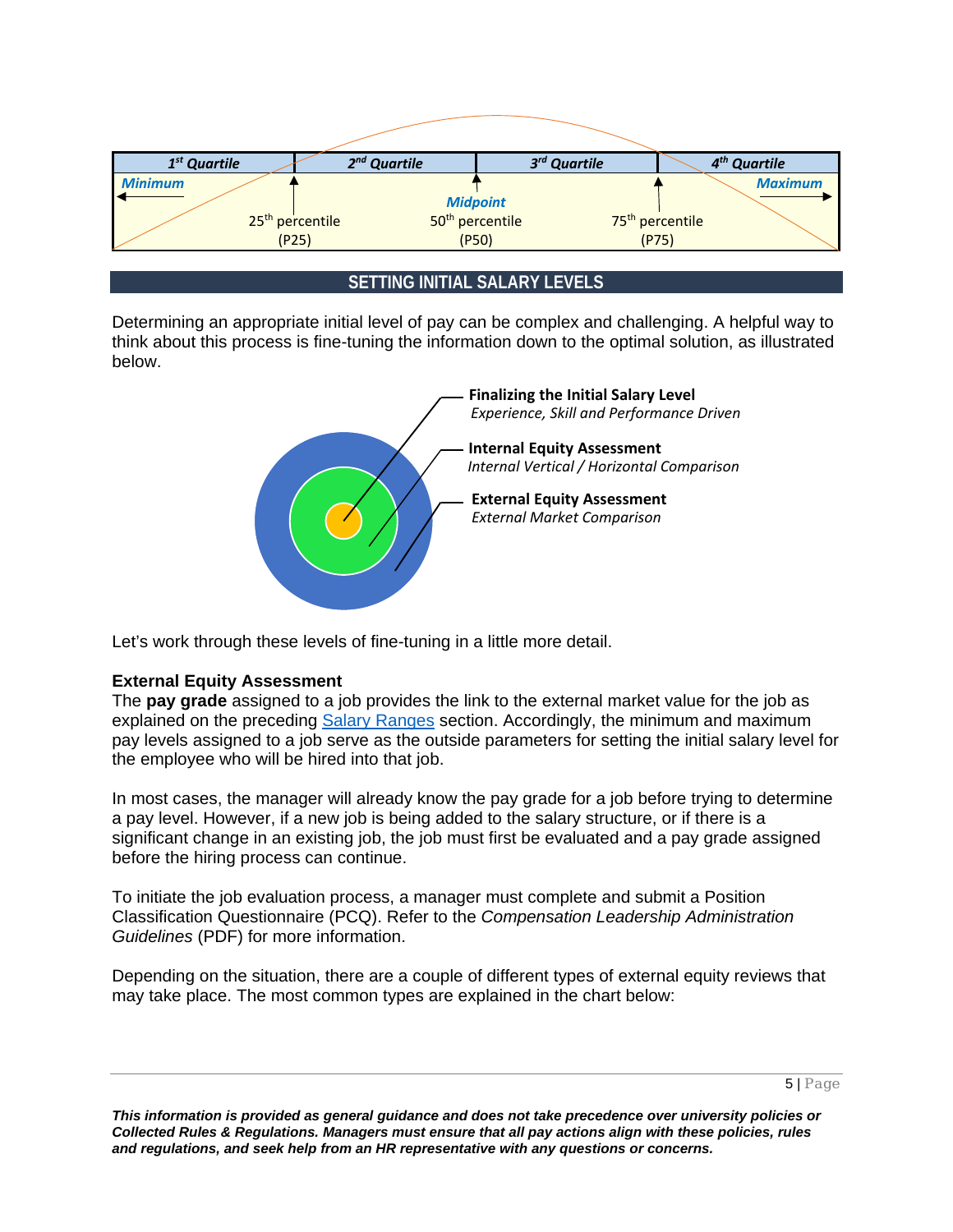| 1st Quartile | 2nd Quartile | 3rd Quartile | 4th Quartile |
| --- | --- | --- | --- |
| Minimum | 25th percentile (P25) | Midpoint 50th percentile (P50) | 75th percentile (P75) Maximum |

## SETTING INITIAL SALARY LEVELS

Determining an appropriate initial level of pay can be complex and challenging. A helpful way to think about this process is fine-tuning the information down to the optimal solution, as illustrated below.

**Finalizing the Initial Salary Level**
*Experience, Skill and Performance Driven*

**Internal Equity Assessment**
*Internal Vertical / Horizontal Comparison*

**External Equity Assessment**
*External Market Comparison*

Let's work through these levels of fine-tuning in a little more detail.

### External Equity Assessment

The **pay grade** assigned to a job provides the link to the external market value for the job as explained on the preceding Salary Ranges section. Accordingly, the minimum and maximum pay levels assigned to a job serve as the outside parameters for setting the initial salary level for the employee who will be hired into that job.

In most cases, the manager will already know the pay grade for a job before trying to determine a pay level. However, if a new job is being added to the salary structure, or if there is a significant change in an existing job, the job must first be evaluated and a pay grade assigned before the hiring process can continue.

To initiate the job evaluation process, a manager must complete and submit a Position Classification Questionnaire (PCQ). Refer to the *Compensation Leadership Administration Guidelines* (PDF) for more information.

Depending on the situation, there are a couple of different types of external equity reviews that may take place. The most common types are explained in the chart below:

***This information is provided as general guidance and does not take precedence over university policies or Collected Rules & Regulations. Managers must ensure that all pay actions align with these policies, rules and regulations, and seek help from an HR representative with any questions or concerns.***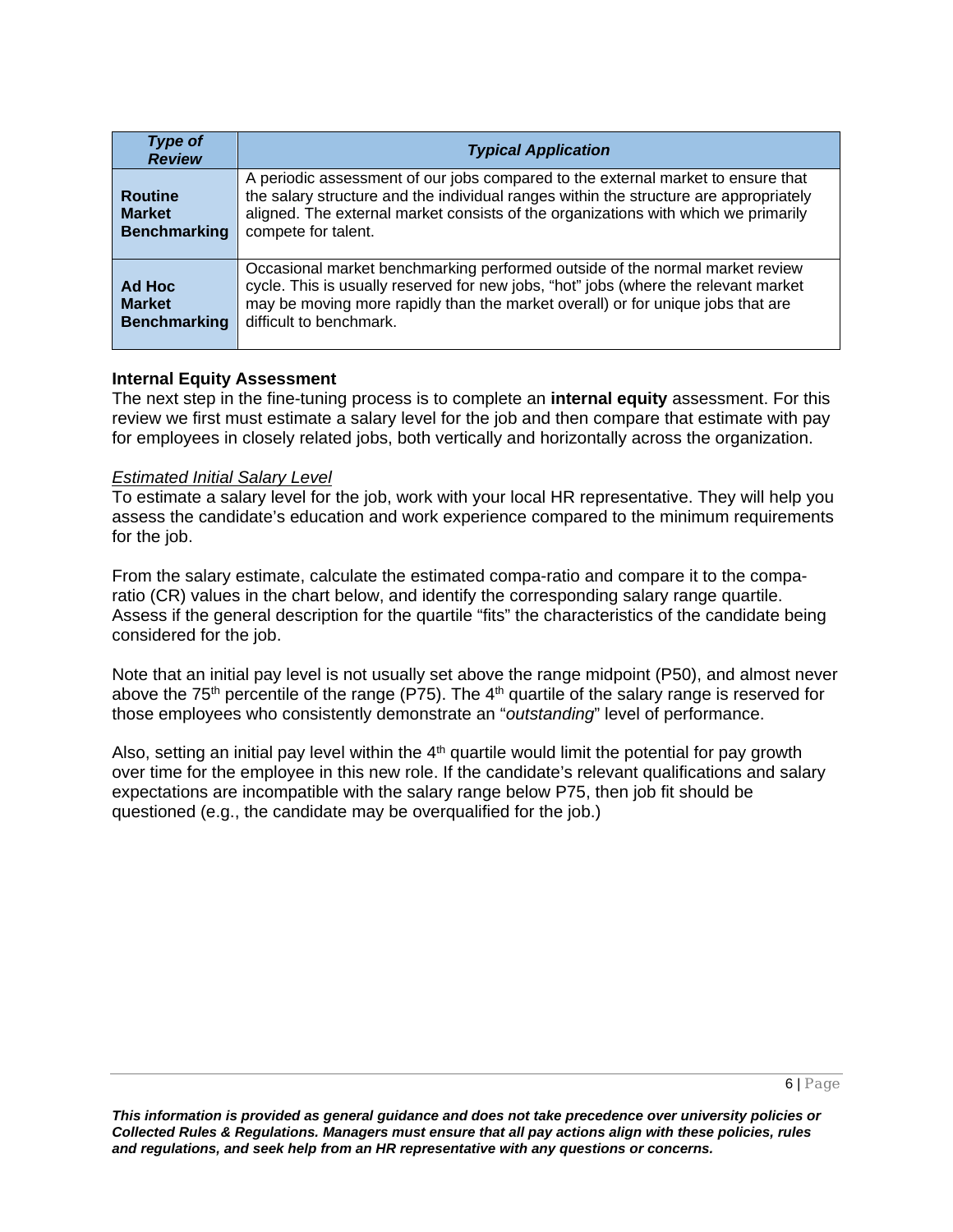| *Type of Review* | *Typical Application* |
|---|---|
| **Routine Market Benchmarking** | A periodic assessment of our jobs compared to the external market to ensure that the salary structure and the individual ranges within the structure are appropriately aligned. The external market consists of the organizations with which we primarily compete for talent. |
| **Ad Hoc Market Benchmarking** | Occasional market benchmarking performed outside of the normal market review cycle. This is usually reserved for new jobs, "hot" jobs (where the relevant market may be moving more rapidly than the market overall) or for unique jobs that are difficult to benchmark. |

**Internal Equity Assessment**

The next step in the fine-tuning process is to complete an **internal equity** assessment. For this review we first must estimate a salary level for the job and then compare that estimate with pay for employees in closely related jobs, both vertically and horizontally across the organization.

*Estimated Initial Salary Level*

To estimate a salary level for the job, work with your local HR representative. They will help you assess the candidate's education and work experience compared to the minimum requirements for the job.

From the salary estimate, calculate the estimated compa-ratio and compare it to the compa-ratio (CR) values in the chart below, and identify the corresponding salary range quartile. Assess if the general description for the quartile "fits" the characteristics of the candidate being considered for the job.

Note that an initial pay level is not usually set above the range midpoint (P50), and almost never above the 75th percentile of the range (P75). The 4th quartile of the salary range is reserved for those employees who consistently demonstrate an "*outstanding*" level of performance.

Also, setting an initial pay level within the 4th quartile would limit the potential for pay growth over time for the employee in this new role. If the candidate's relevant qualifications and salary expectations are incompatible with the salary range below P75, then job fit should be questioned (e.g., the candidate may be overqualified for the job.)

***This information is provided as general guidance and does not take precedence over university policies or Collected Rules & Regulations. Managers must ensure that all pay actions align with these policies, rules and regulations, and seek help from an HR representative with any questions or concerns.***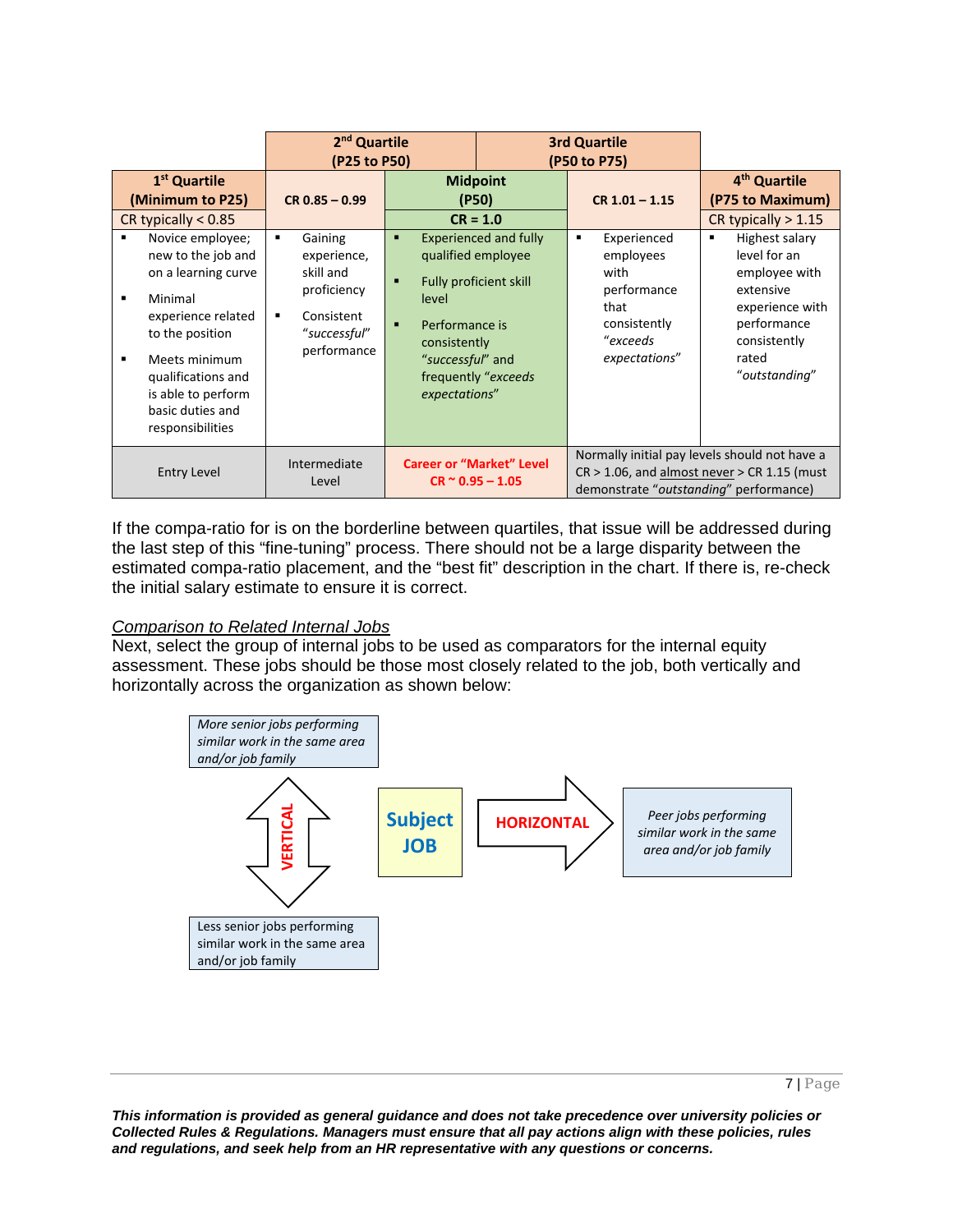| | 2[nd] Quartile (P25 to P50) | | 3rd Quartile (P50 to P75) | |
|---|---|---|---|---|
| 1[st] Quartile (Minimum to P25) | CR 0.85 – 0.99 | Midpoint (P50) | CR 1.01 – 1.15 | 4[th] Quartile (P75 to Maximum) |
| CR typically < 0.85 | | CR = 1.0 | | CR typically > 1.15 |
| ▪ Novice employee; new to the job and on a learning curve<br>▪ Minimal experience related to the position<br>▪ Meets minimum qualifications and is able to perform basic duties and responsibilities | ▪ Gaining experience, skill and proficiency<br>▪ Consistent *"successful"* performance | ▪ Experienced and fully qualified employee<br>▪ Fully proficient skill level<br>▪ Performance is consistently *"successful"* and frequently *"exceeds expectations"* | ▪ Experienced employees with performance that consistently *"exceeds expectations"* | ▪ Highest salary level for an employee with extensive experience with performance consistently rated *"outstanding"* |
| Entry Level | Intermediate Level | **Career or "Market" Level CR ~ 0.95 – 1.05** | Normally initial pay levels should not have a CR > 1.06, and almost never > CR 1.15 (must demonstrate *"outstanding"* performance) | |

If the compa-ratio for is on the borderline between quartiles, that issue will be addressed during the last step of this "fine-tuning" process. There should not be a large disparity between the estimated compa-ratio placement, and the "best fit" description in the chart. If there is, re-check the initial salary estimate to ensure it is correct.

*Comparison to Related Internal Jobs*

Next, select the group of internal jobs to be used as comparators for the internal equity assessment. These jobs should be those most closely related to the job, both vertically and horizontally across the organization as shown below:

*More senior jobs performing similar work in the same area and/or job family*

VERTICAL

**Subject JOB**

HORIZONTAL

*Peer jobs performing similar work in the same area and/or job family*

Less senior jobs performing similar work in the same area and/or job family

***This information is provided as general guidance and does not take precedence over university policies or Collected Rules & Regulations. Managers must ensure that all pay actions align with these policies, rules and regulations, and seek help from an HR representative with any questions or concerns.***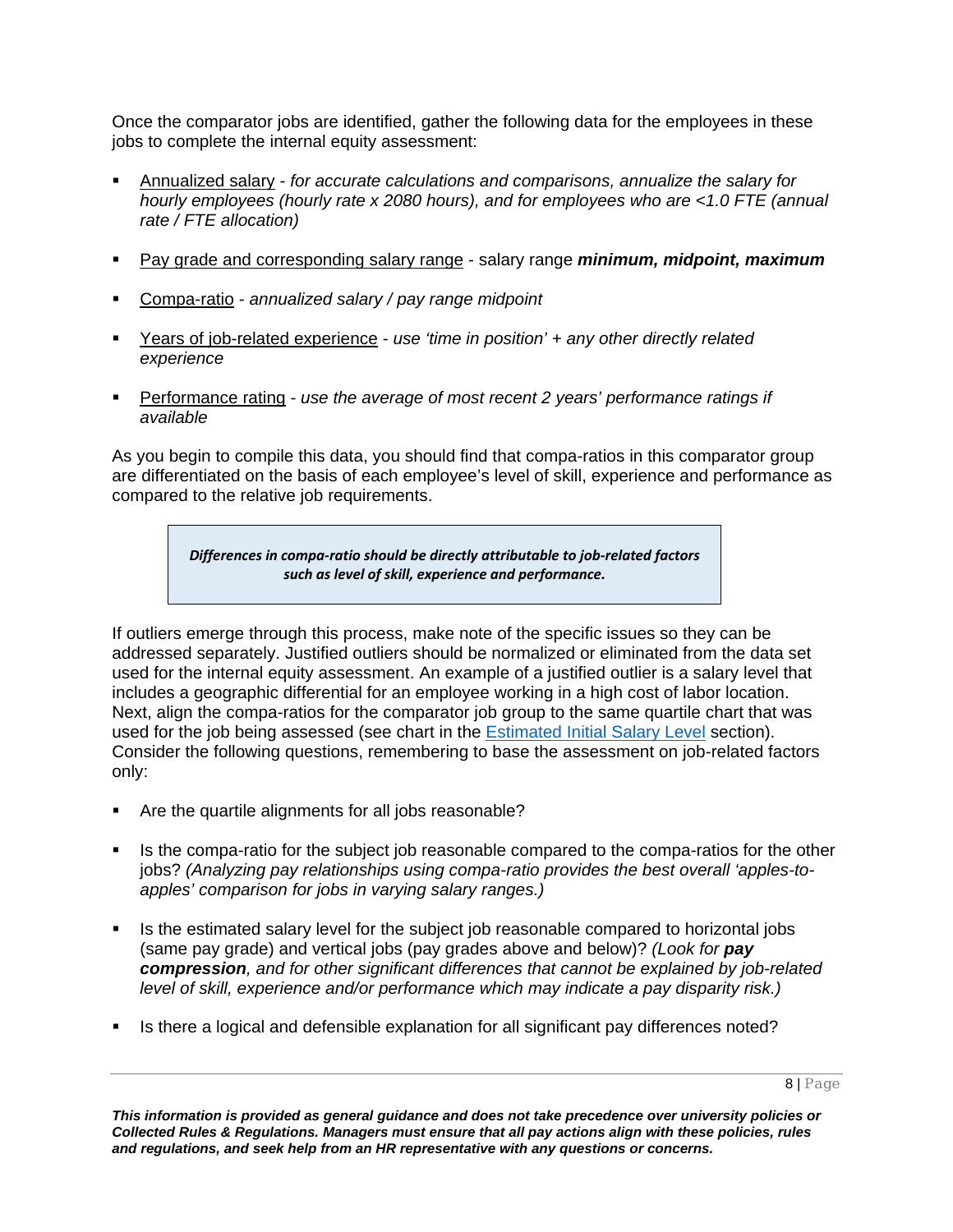Once the comparator jobs are identified, gather the following data for the employees in these jobs to complete the internal equity assessment:

- Annualized salary - *for accurate calculations and comparisons, annualize the salary for hourly employees (hourly rate x 2080 hours), and for employees who are <1.0 FTE (annual rate / FTE allocation)*
- Pay grade and corresponding salary range - salary range ***minimum, midpoint, maximum***
- Compa-ratio - *annualized salary / pay range midpoint*
- Years of job-related experience - *use 'time in position' + any other directly related experience*
- Performance rating - *use the average of most recent 2 years' performance ratings if available*

As you begin to compile this data, you should find that compa-ratios in this comparator group are differentiated on the basis of each employee's level of skill, experience and performance as compared to the relative job requirements.

> ***Differences in compa-ratio should be directly attributable to job-related factors such as level of skill, experience and performance.***

If outliers emerge through this process, make note of the specific issues so they can be addressed separately. Justified outliers should be normalized or eliminated from the data set used for the internal equity assessment. An example of a justified outlier is a salary level that includes a geographic differential for an employee working in a high cost of labor location. Next, align the compa-ratios for the comparator job group to the same quartile chart that was used for the job being assessed (see chart in the Estimated Initial Salary Level section). Consider the following questions, remembering to base the assessment on job-related factors only:

- Are the quartile alignments for all jobs reasonable?
- Is the compa-ratio for the subject job reasonable compared to the compa-ratios for the other jobs? *(Analyzing pay relationships using compa-ratio provides the best overall 'apples-to-apples' comparison for jobs in varying salary ranges.)*
- Is the estimated salary level for the subject job reasonable compared to horizontal jobs (same pay grade) and vertical jobs (pay grades above and below)? *(Look for **pay compression**, and for other significant differences that cannot be explained by job-related level of skill, experience and/or performance which may indicate a pay disparity risk.)*
- Is there a logical and defensible explanation for all significant pay differences noted?

***This information is provided as general guidance and does not take precedence over university policies or Collected Rules & Regulations. Managers must ensure that all pay actions align with these policies, rules and regulations, and seek help from an HR representative with any questions or concerns.***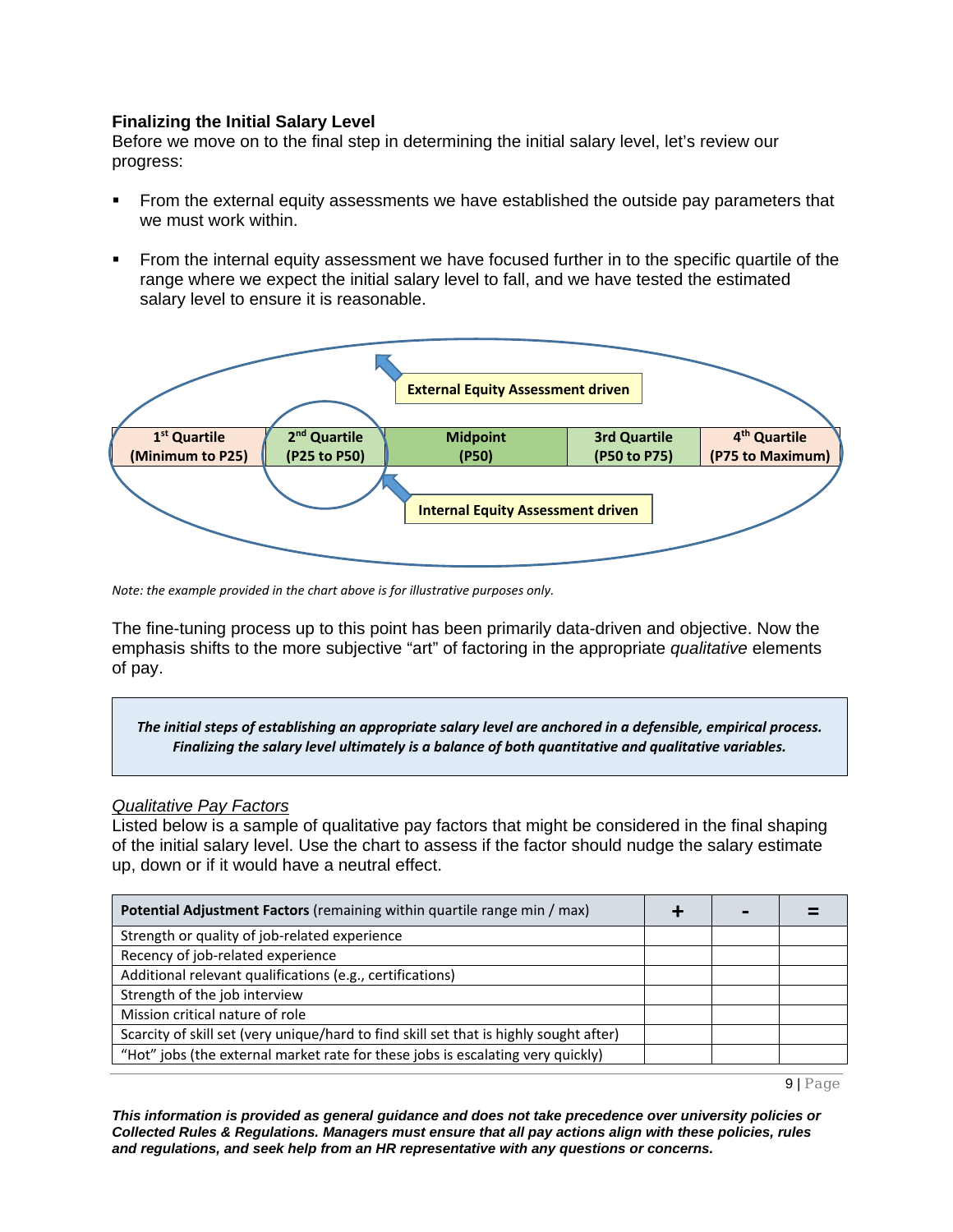### Finalizing the Initial Salary Level

Before we move on to the final step in determining the initial salary level, let's review our progress:

- From the external equity assessments we have established the outside pay parameters that we must work within.
- From the internal equity assessment we have focused further in to the specific quartile of the range where we expect the initial salary level to fall, and we have tested the estimated salary level to ensure it is reasonable.

External Equity Assessment driven

| 1st Quartile (Minimum to P25) | 2nd Quartile (P25 to P50) | Midpoint (P50) | 3rd Quartile (P50 to P75) | 4th Quartile (P75 to Maximum) |
|---|---|---|---|---|

Internal Equity Assessment driven

*Note: the example provided in the chart above is for illustrative purposes only.*

The fine-tuning process up to this point has been primarily data-driven and objective. Now the emphasis shifts to the more subjective "art" of factoring in the appropriate *qualitative* elements of pay.

> ***The initial steps of establishing an appropriate salary level are anchored in a defensible, empirical process. Finalizing the salary level ultimately is a balance of both quantitative and qualitative variables.***

*Qualitative Pay Factors*

Listed below is a sample of qualitative pay factors that might be considered in the final shaping of the initial salary level. Use the chart to assess if the factor should nudge the salary estimate up, down or if it would have a neutral effect.

| **Potential Adjustment Factors** (remaining within quartile range min / max) | **+** | **-** | **=** |
|---|---|---|---|
| Strength or quality of job-related experience | | | |
| Recency of job-related experience | | | |
| Additional relevant qualifications (e.g., certifications) | | | |
| Strength of the job interview | | | |
| Mission critical nature of role | | | |
| Scarcity of skill set (very unique/hard to find skill set that is highly sought after) | | | |
| "Hot" jobs (the external market rate for these jobs is escalating very quickly) | | | |

***This information is provided as general guidance and does not take precedence over university policies or Collected Rules & Regulations. Managers must ensure that all pay actions align with these policies, rules and regulations, and seek help from an HR representative with any questions or concerns.***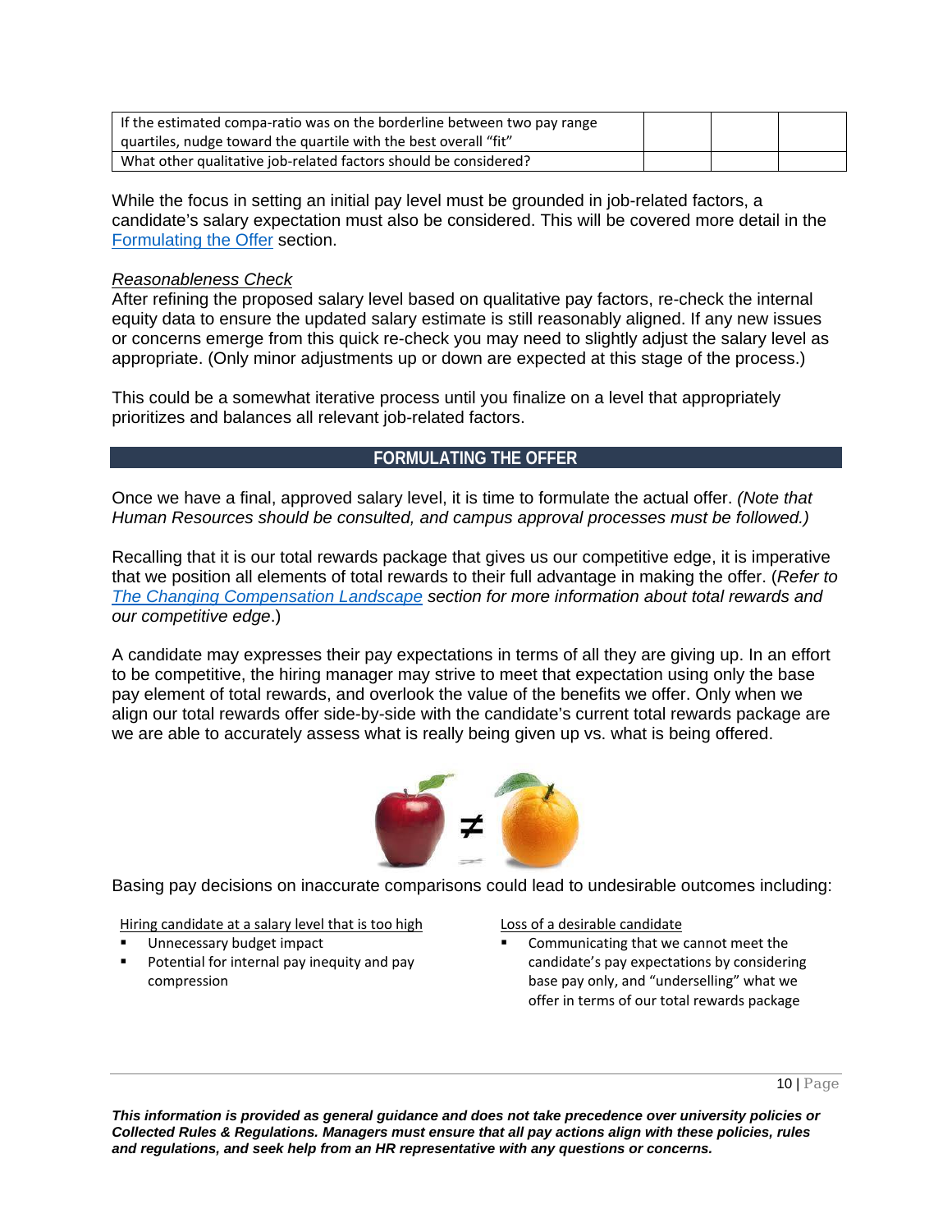| | | | |
|---|---|---|---|
| If the estimated compa-ratio was on the borderline between two pay range quartiles, nudge toward the quartile with the best overall "fit" | | | |
| What other qualitative job-related factors should be considered? | | | |

While the focus in setting an initial pay level must be grounded in job-related factors, a candidate's salary expectation must also be considered. This will be covered more detail in the Formulating the Offer section.

*Reasonableness Check*

After refining the proposed salary level based on qualitative pay factors, re-check the internal equity data to ensure the updated salary estimate is still reasonably aligned. If any new issues or concerns emerge from this quick re-check you may need to slightly adjust the salary level as appropriate. (Only minor adjustments up or down are expected at this stage of the process.)

This could be a somewhat iterative process until you finalize on a level that appropriately prioritizes and balances all relevant job-related factors.

## FORMULATING THE OFFER

Once we have a final, approved salary level, it is time to formulate the actual offer. *(Note that Human Resources should be consulted, and campus approval processes must be followed.)*

Recalling that it is our total rewards package that gives us our competitive edge, it is imperative that we position all elements of total rewards to their full advantage in making the offer. (*Refer to The Changing Compensation Landscape section for more information about total rewards and our competitive edge*.)

A candidate may expresses their pay expectations in terms of all they are giving up. In an effort to be competitive, the hiring manager may strive to meet that expectation using only the base pay element of total rewards, and overlook the value of the benefits we offer. Only when we align our total rewards offer side-by-side with the candidate's current total rewards package are we are able to accurately assess what is really being given up vs. what is being offered.

Basing pay decisions on inaccurate comparisons could lead to undesirable outcomes including:

Hiring candidate at a salary level that is too high

- Unnecessary budget impact
- Potential for internal pay inequity and pay compression

Loss of a desirable candidate

- Communicating that we cannot meet the candidate's pay expectations by considering base pay only, and "underselling" what we offer in terms of our total rewards package

***This information is provided as general guidance and does not take precedence over university policies or Collected Rules & Regulations. Managers must ensure that all pay actions align with these policies, rules and regulations, and seek help from an HR representative with any questions or concerns.***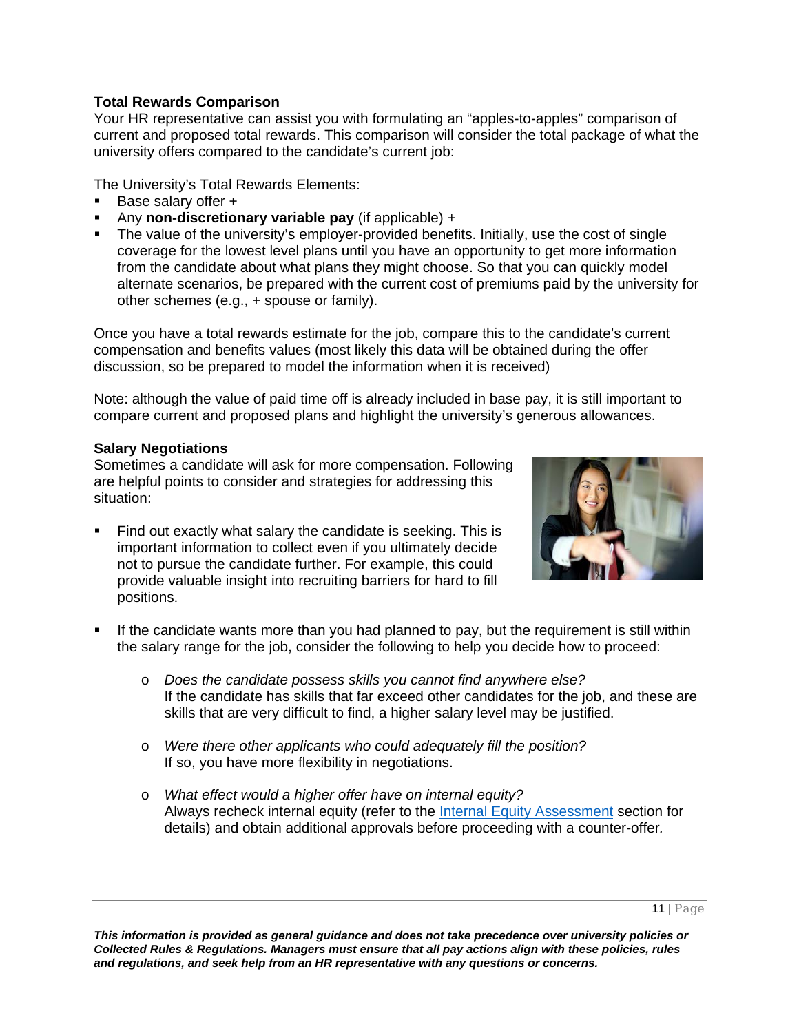### Total Rewards Comparison

Your HR representative can assist you with formulating an "apples-to-apples" comparison of current and proposed total rewards. This comparison will consider the total package of what the university offers compared to the candidate's current job:

The University's Total Rewards Elements:

- Base salary offer +
- Any **non-discretionary variable pay** (if applicable) +
- The value of the university's employer-provided benefits. Initially, use the cost of single coverage for the lowest level plans until you have an opportunity to get more information from the candidate about what plans they might choose. So that you can quickly model alternate scenarios, be prepared with the current cost of premiums paid by the university for other schemes (e.g., + spouse or family).

Once you have a total rewards estimate for the job, compare this to the candidate's current compensation and benefits values (most likely this data will be obtained during the offer discussion, so be prepared to model the information when it is received)

Note: although the value of paid time off is already included in base pay, it is still important to compare current and proposed plans and highlight the university's generous allowances.

### Salary Negotiations

Sometimes a candidate will ask for more compensation. Following are helpful points to consider and strategies for addressing this situation:

- Find out exactly what salary the candidate is seeking. This is important information to collect even if you ultimately decide not to pursue the candidate further. For example, this could provide valuable insight into recruiting barriers for hard to fill positions.
- If the candidate wants more than you had planned to pay, but the requirement is still within the salary range for the job, consider the following to help you decide how to proceed:
  - *Does the candidate possess skills you cannot find anywhere else?*
    If the candidate has skills that far exceed other candidates for the job, and these are skills that are very difficult to find, a higher salary level may be justified.
  - *Were there other applicants who could adequately fill the position?*
    If so, you have more flexibility in negotiations.
  - *What effect would a higher offer have on internal equity?*
    Always recheck internal equity (refer to the Internal Equity Assessment section for details) and obtain additional approvals before proceeding with a counter-offer.

***This information is provided as general guidance and does not take precedence over university policies or Collected Rules & Regulations. Managers must ensure that all pay actions align with these policies, rules and regulations, and seek help from an HR representative with any questions or concerns.***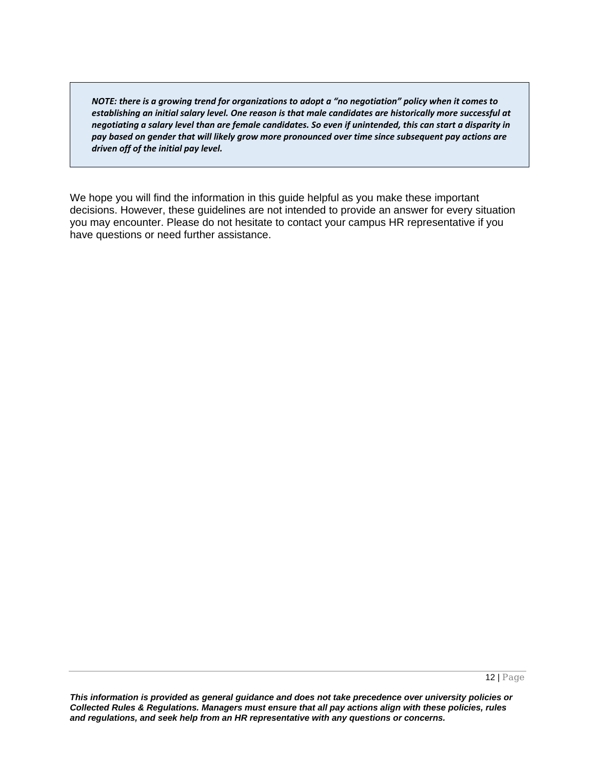> ***NOTE: there is a growing trend for organizations to adopt a "no negotiation" policy when it comes to establishing an initial salary level. One reason is that male candidates are historically more successful at negotiating a salary level than are female candidates. So even if unintended, this can start a disparity in pay based on gender that will likely grow more pronounced over time since subsequent pay actions are driven off of the initial pay level.***

We hope you will find the information in this guide helpful as you make these important decisions. However, these guidelines are not intended to provide an answer for every situation you may encounter. Please do not hesitate to contact your campus HR representative if you have questions or need further assistance.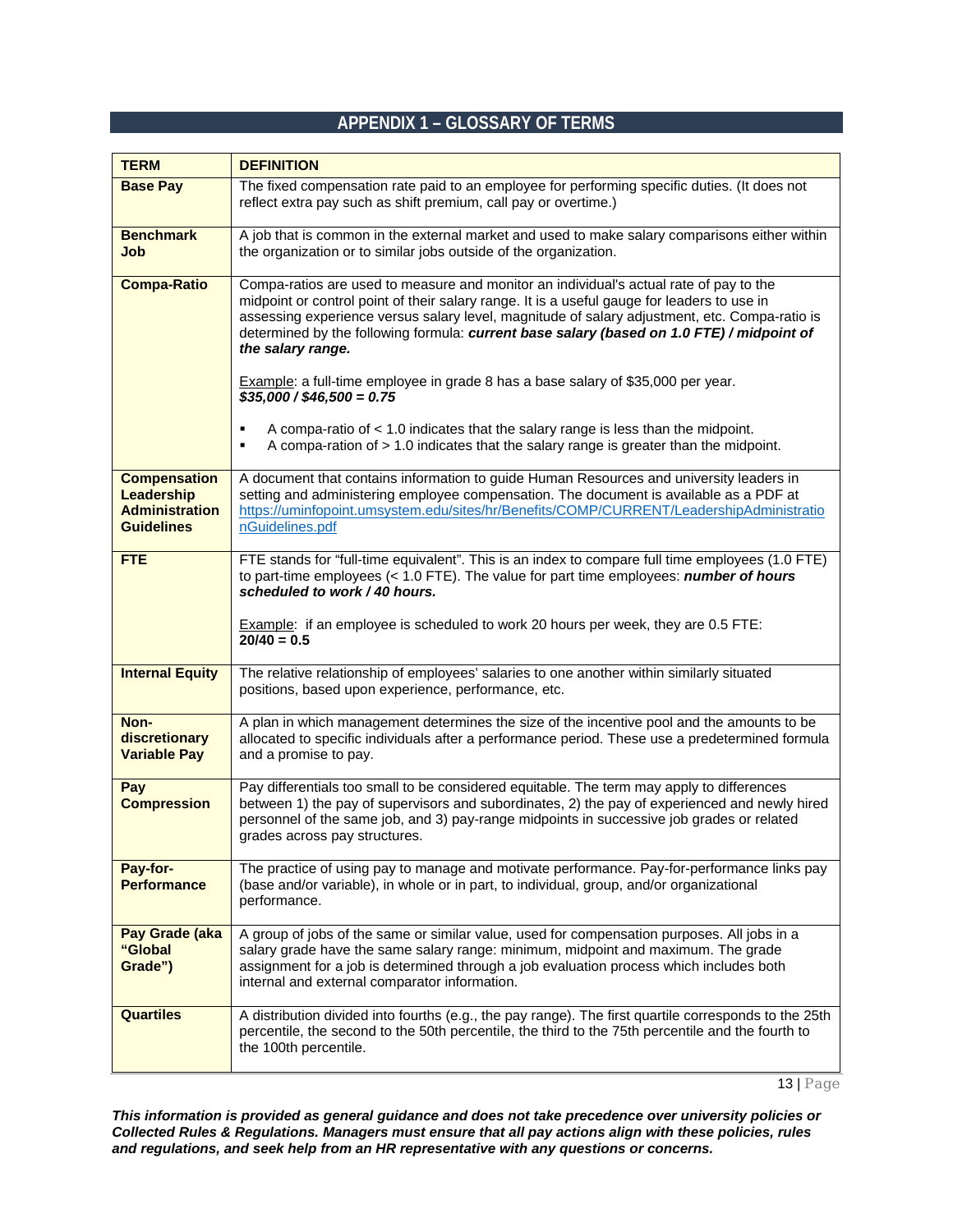## APPENDIX 1 – GLOSSARY OF TERMS

| TERM | DEFINITION |
|---|---|
| **Base Pay** | The fixed compensation rate paid to an employee for performing specific duties. (It does not reflect extra pay such as shift premium, call pay or overtime.) |
| **Benchmark Job** | A job that is common in the external market and used to make salary comparisons either within the organization or to similar jobs outside of the organization. |
| **Compa-Ratio** | Compa-ratios are used to measure and monitor an individual's actual rate of pay to the midpoint or control point of their salary range. It is a useful gauge for leaders to use in assessing experience versus salary level, magnitude of salary adjustment, etc. Compa-ratio is determined by the following formula: ***current base salary (based on 1.0 FTE) / midpoint of the salary range.*** <br><br> Example: a full-time employee in grade 8 has a base salary of $35,000 per year. ***$35,000 / $46,500 = 0.75*** <br><br> ▪ A compa-ratio of < 1.0 indicates that the salary range is less than the midpoint. <br> ▪ A compa-ration of > 1.0 indicates that the salary range is greater than the midpoint. |
| **Compensation Leadership Administration Guidelines** | A document that contains information to guide Human Resources and university leaders in setting and administering employee compensation. The document is available as a PDF at https://uminfopoint.umsystem.edu/sites/hr/Benefits/COMP/CURRENT/LeadershipAdministrationGuidelines.pdf |
| **FTE** | FTE stands for "full-time equivalent". This is an index to compare full time employees (1.0 FTE) to part-time employees (< 1.0 FTE). The value for part time employees: ***number of hours scheduled to work / 40 hours.*** <br><br> Example: if an employee is scheduled to work 20 hours per week, they are 0.5 FTE: **20/40 = 0.5** |
| **Internal Equity** | The relative relationship of employees' salaries to one another within similarly situated positions, based upon experience, performance, etc. |
| **Non-discretionary Variable Pay** | A plan in which management determines the size of the incentive pool and the amounts to be allocated to specific individuals after a performance period. These use a predetermined formula and a promise to pay. |
| **Pay Compression** | Pay differentials too small to be considered equitable. The term may apply to differences between 1) the pay of supervisors and subordinates, 2) the pay of experienced and newly hired personnel of the same job, and 3) pay-range midpoints in successive job grades or related grades across pay structures. |
| **Pay-for-Performance** | The practice of using pay to manage and motivate performance. Pay-for-performance links pay (base and/or variable), in whole or in part, to individual, group, and/or organizational performance. |
| **Pay Grade (aka "Global Grade")** | A group of jobs of the same or similar value, used for compensation purposes. All jobs in a salary grade have the same salary range: minimum, midpoint and maximum. The grade assignment for a job is determined through a job evaluation process which includes both internal and external comparator information. |
| **Quartiles** | A distribution divided into fourths (e.g., the pay range). The first quartile corresponds to the 25th percentile, the second to the 50th percentile, the third to the 75th percentile and the fourth to the 100th percentile. |

***This information is provided as general guidance and does not take precedence over university policies or Collected Rules & Regulations. Managers must ensure that all pay actions align with these policies, rules and regulations, and seek help from an HR representative with any questions or concerns.***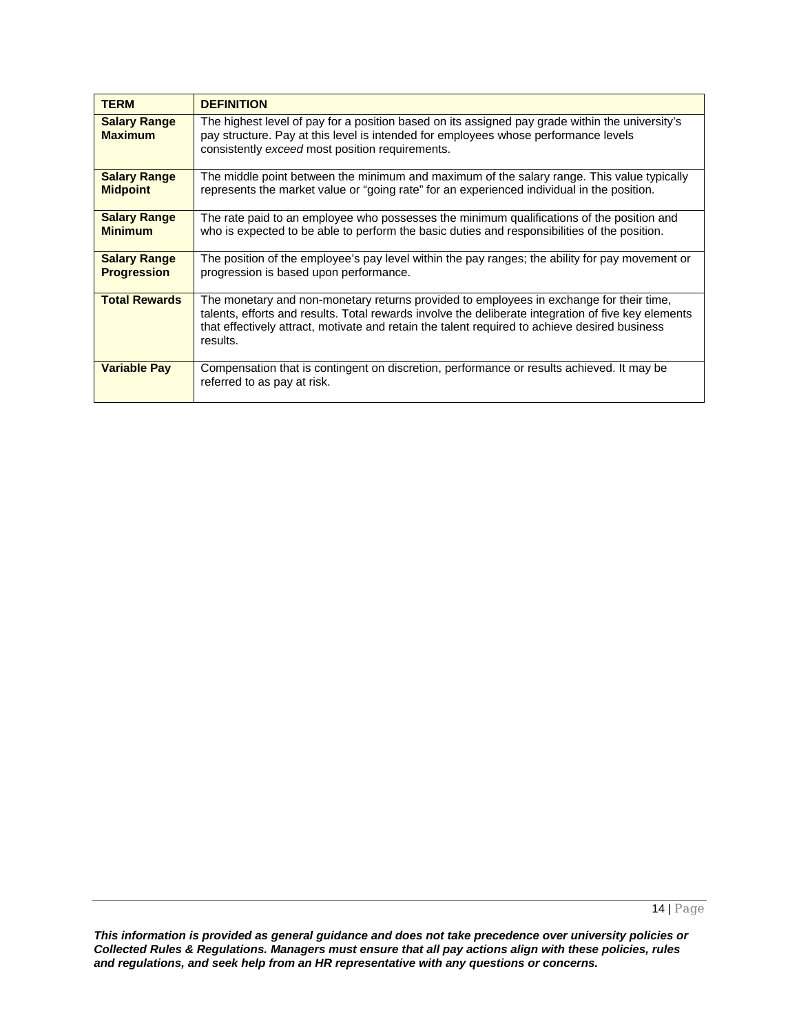| **TERM** | **DEFINITION** |
|---|---|
| **Salary Range Maximum** | The highest level of pay for a position based on its assigned pay grade within the university's pay structure. Pay at this level is intended for employees whose performance levels consistently *exceed* most position requirements. |
| **Salary Range Midpoint** | The middle point between the minimum and maximum of the salary range. This value typically represents the market value or "going rate" for an experienced individual in the position. |
| **Salary Range Minimum** | The rate paid to an employee who possesses the minimum qualifications of the position and who is expected to be able to perform the basic duties and responsibilities of the position. |
| **Salary Range Progression** | The position of the employee's pay level within the pay ranges; the ability for pay movement or progression is based upon performance. |
| **Total Rewards** | The monetary and non-monetary returns provided to employees in exchange for their time, talents, efforts and results. Total rewards involve the deliberate integration of five key elements that effectively attract, motivate and retain the talent required to achieve desired business results. |
| **Variable Pay** | Compensation that is contingent on discretion, performance or results achieved. It may be referred to as pay at risk. |

***This information is provided as general guidance and does not take precedence over university policies or Collected Rules & Regulations. Managers must ensure that all pay actions align with these policies, rules and regulations, and seek help from an HR representative with any questions or concerns.***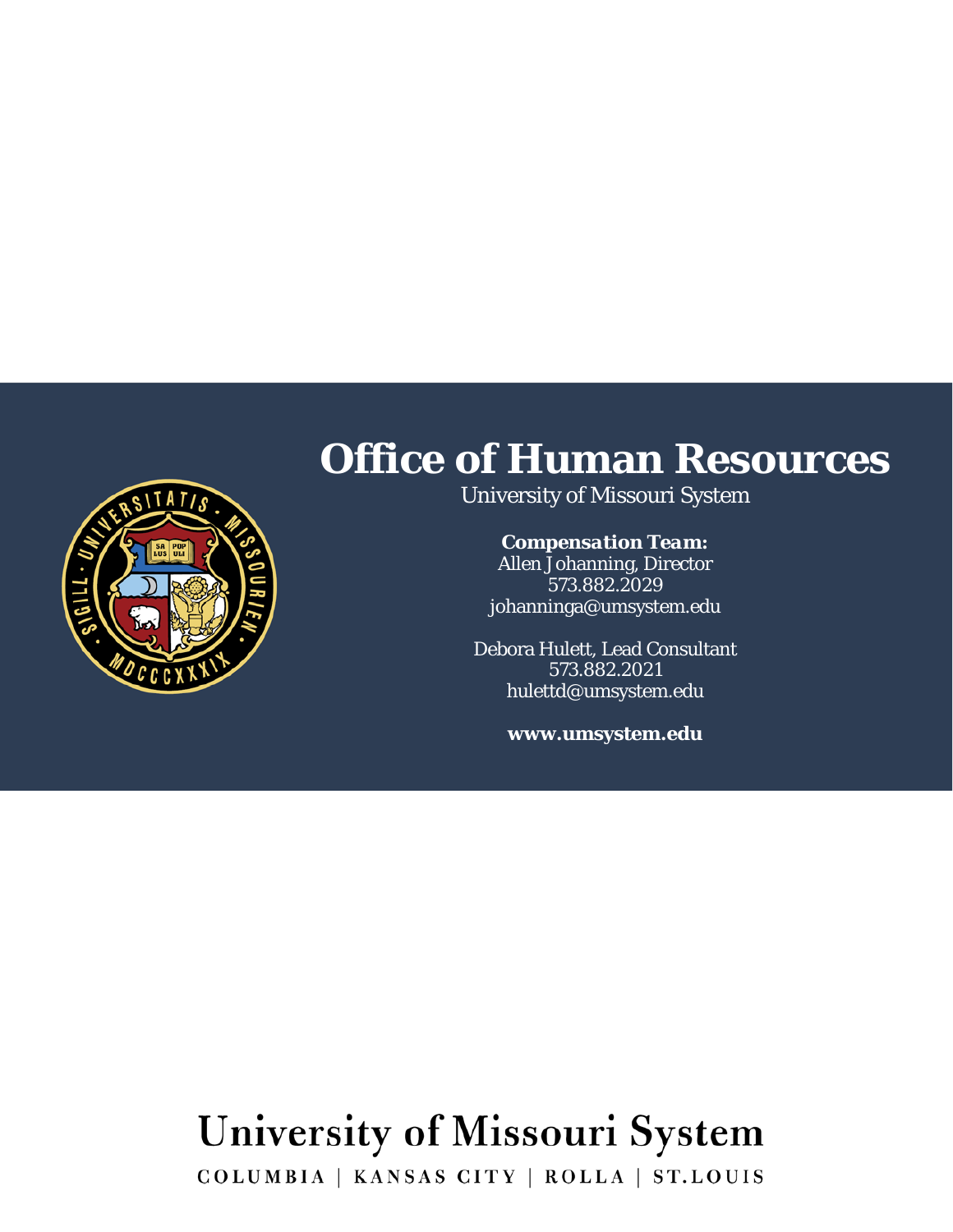# Office of Human Resources

University of Missouri System

***Compensation Team:***

Allen Johanning, Director
573.882.2029
johanninga@umsystem.edu

Debora Hulett, Lead Consultant
573.882.2021
hulettd@umsystem.edu

**www.umsystem.edu**

University of Missouri System

COLUMBIA | KANSAS CITY | ROLLA | ST.LOUIS